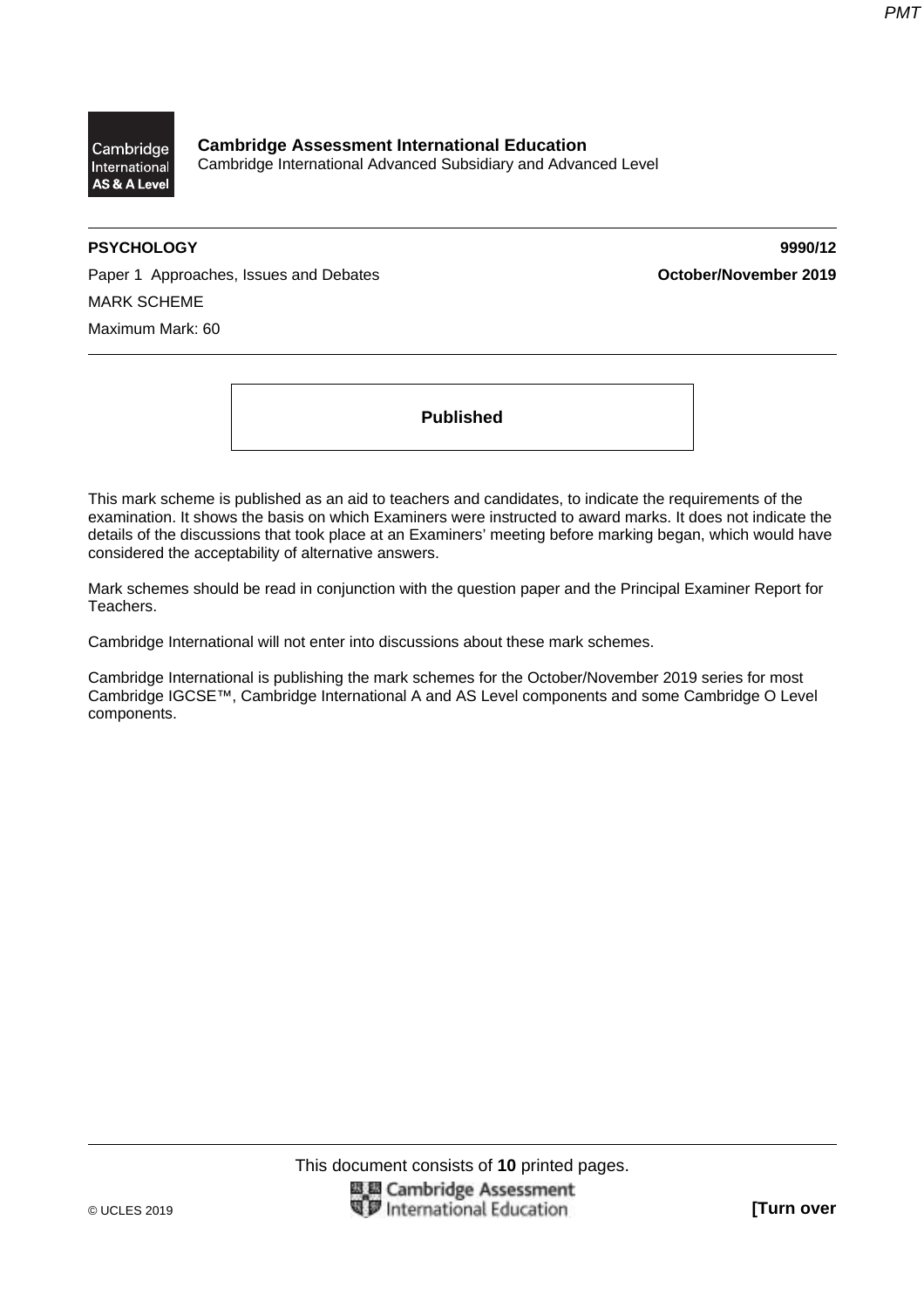**Cambridge Assessment International Education**
Cambridge International Advanced Subsidiary and Advanced Level

**PSYCHOLOGY** **9990/12**

Paper 1 Approaches, Issues and Debates **October/November 2019**

MARK SCHEME

Maximum Mark: 60

**Published**

This mark scheme is published as an aid to teachers and candidates, to indicate the requirements of the examination. It shows the basis on which Examiners were instructed to award marks. It does not indicate the details of the discussions that took place at an Examiners' meeting before marking began, which would have considered the acceptability of alternative answers.

Mark schemes should be read in conjunction with the question paper and the Principal Examiner Report for Teachers.

Cambridge International will not enter into discussions about these mark schemes.

Cambridge International is publishing the mark schemes for the October/November 2019 series for most Cambridge IGCSE™, Cambridge International A and AS Level components and some Cambridge O Level components.

This document consists of **10** printed pages.

© UCLES 2019 **[Turn over**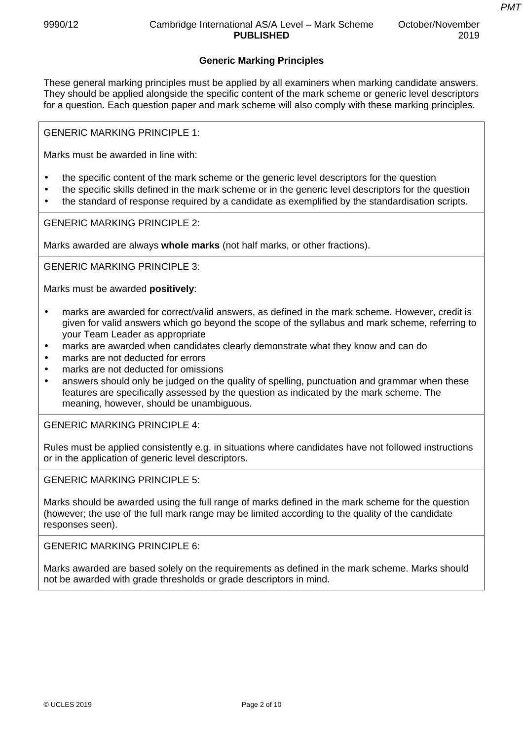## Generic Marking Principles

These general marking principles must be applied by all examiners when marking candidate answers. They should be applied alongside the specific content of the mark scheme or generic level descriptors for a question. Each question paper and mark scheme will also comply with these marking principles.

GENERIC MARKING PRINCIPLE 1:

Marks must be awarded in line with:

- the specific content of the mark scheme or the generic level descriptors for the question
- the specific skills defined in the mark scheme or in the generic level descriptors for the question
- the standard of response required by a candidate as exemplified by the standardisation scripts.

GENERIC MARKING PRINCIPLE 2:

Marks awarded are always **whole marks** (not half marks, or other fractions).

GENERIC MARKING PRINCIPLE 3:

Marks must be awarded **positively**:

- marks are awarded for correct/valid answers, as defined in the mark scheme. However, credit is given for valid answers which go beyond the scope of the syllabus and mark scheme, referring to your Team Leader as appropriate
- marks are awarded when candidates clearly demonstrate what they know and can do
- marks are not deducted for errors
- marks are not deducted for omissions
- answers should only be judged on the quality of spelling, punctuation and grammar when these features are specifically assessed by the question as indicated by the mark scheme. The meaning, however, should be unambiguous.

GENERIC MARKING PRINCIPLE 4:

Rules must be applied consistently e.g. in situations where candidates have not followed instructions or in the application of generic level descriptors.

GENERIC MARKING PRINCIPLE 5:

Marks should be awarded using the full range of marks defined in the mark scheme for the question (however; the use of the full mark range may be limited according to the quality of the candidate responses seen).

GENERIC MARKING PRINCIPLE 6:

Marks awarded are based solely on the requirements as defined in the mark scheme. Marks should not be awarded with grade thresholds or grade descriptors in mind.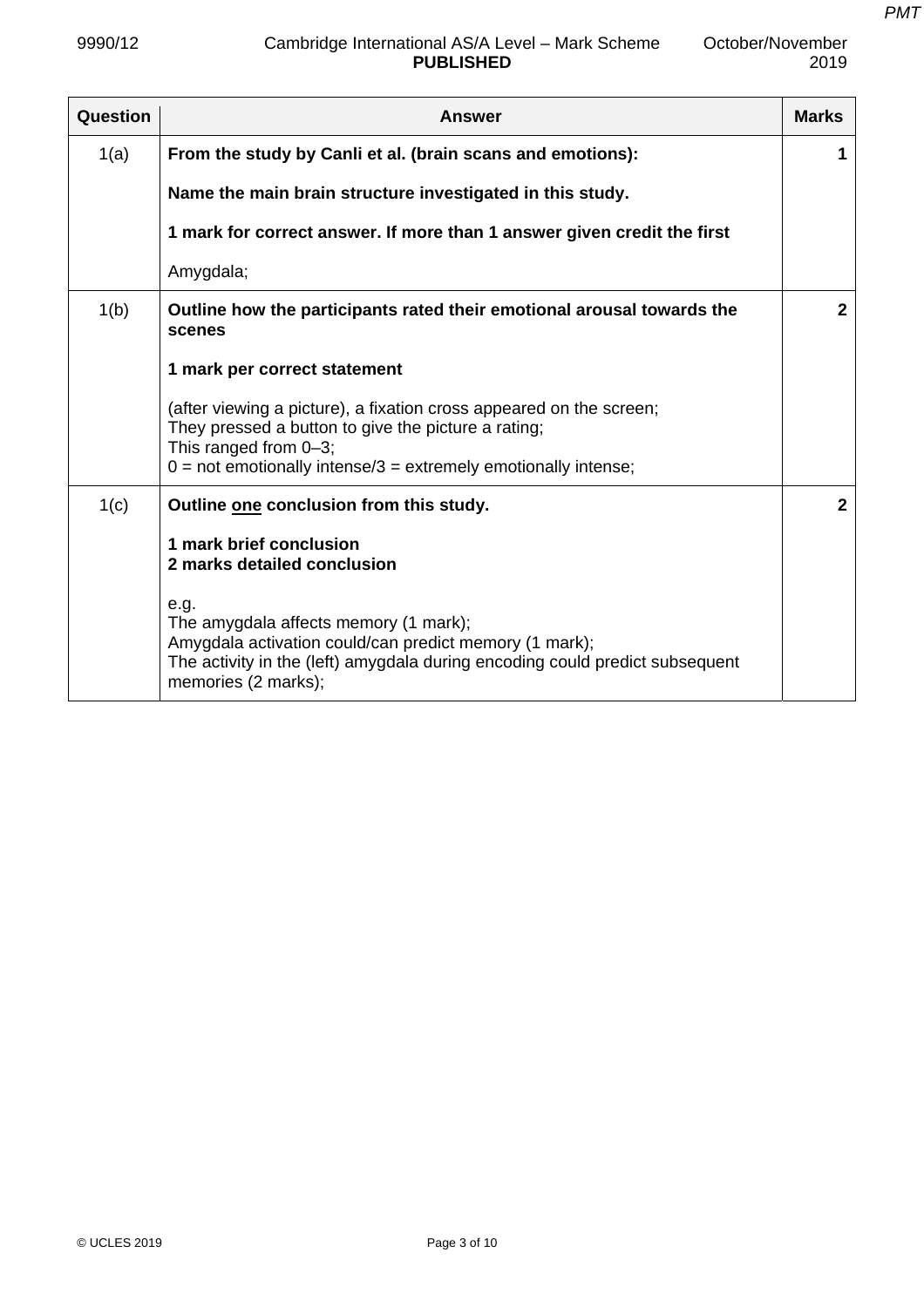| Question | Answer | Marks |
|---|---|---|
| 1(a) | **From the study by Canli et al. (brain scans and emotions):**<br><br>**Name the main brain structure investigated in this study.**<br><br>**1 mark for correct answer. If more than 1 answer given credit the first**<br><br>Amygdala; | 1 |
| 1(b) | **Outline how the participants rated their emotional arousal towards the scenes**<br><br>**1 mark per correct statement**<br><br>(after viewing a picture), a fixation cross appeared on the screen;<br>They pressed a button to give the picture a rating;<br>This ranged from 0–3;<br>0 = not emotionally intense/3 = extremely emotionally intense; | 2 |
| 1(c) | **Outline one conclusion from this study.**<br><br>**1 mark brief conclusion**<br>**2 marks detailed conclusion**<br><br>e.g.<br>The amygdala affects memory (1 mark);<br>Amygdala activation could/can predict memory (1 mark);<br>The activity in the (left) amygdala during encoding could predict subsequent memories (2 marks); | 2 |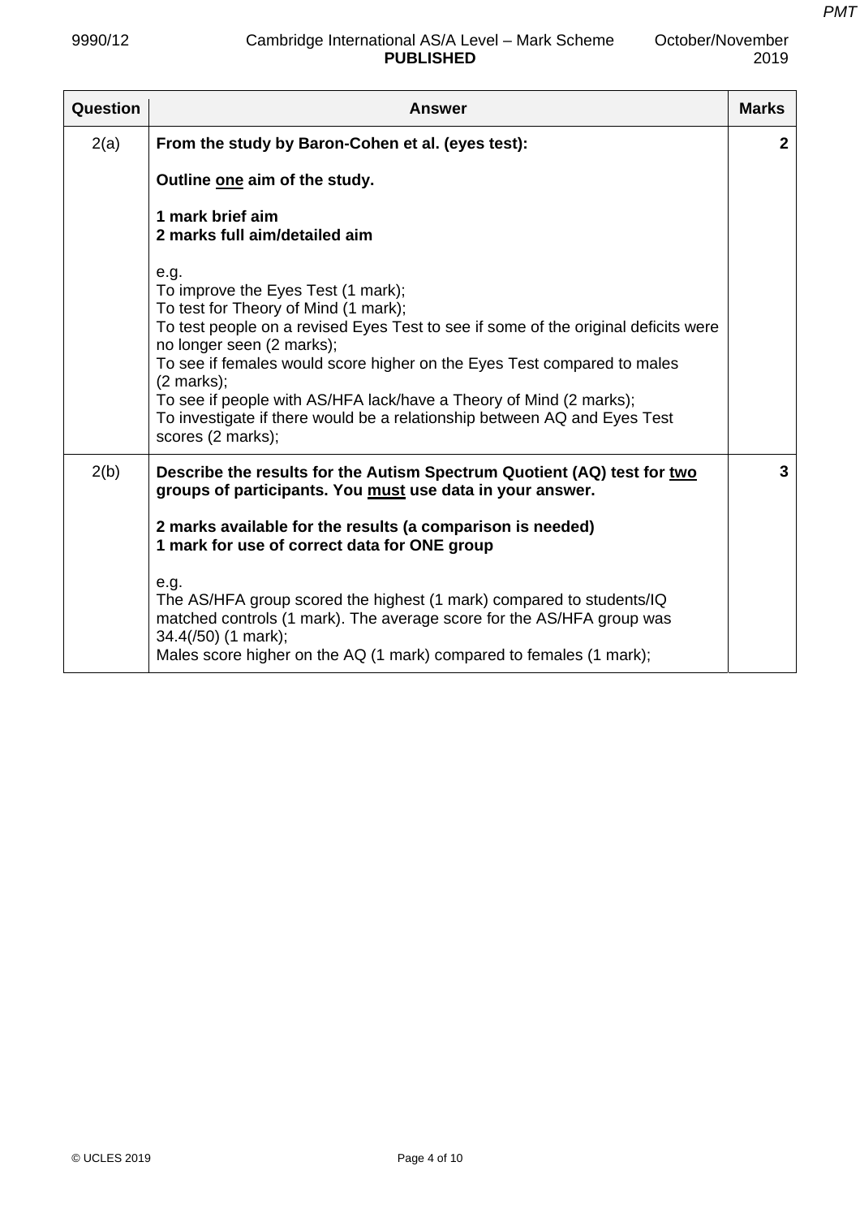| Question | Answer | Marks |
|---|---|---|
| 2(a) | **From the study by Baron-Cohen et al. (eyes test):**<br><br>**Outline one aim of the study.**<br><br>**1 mark brief aim**<br>**2 marks full aim/detailed aim**<br><br>e.g.<br>To improve the Eyes Test (1 mark);<br>To test for Theory of Mind (1 mark);<br>To test people on a revised Eyes Test to see if some of the original deficits were no longer seen (2 marks);<br>To see if females would score higher on the Eyes Test compared to males (2 marks);<br>To see if people with AS/HFA lack/have a Theory of Mind (2 marks);<br>To investigate if there would be a relationship between AQ and Eyes Test scores (2 marks); | 2 |
| 2(b) | **Describe the results for the Autism Spectrum Quotient (AQ) test for two groups of participants. You must use data in your answer.**<br><br>**2 marks available for the results (a comparison is needed)**<br>**1 mark for use of correct data for ONE group**<br><br>e.g.<br>The AS/HFA group scored the highest (1 mark) compared to students/IQ matched controls (1 mark). The average score for the AS/HFA group was 34.4(/50) (1 mark);<br>Males score higher on the AQ (1 mark) compared to females (1 mark); | 3 |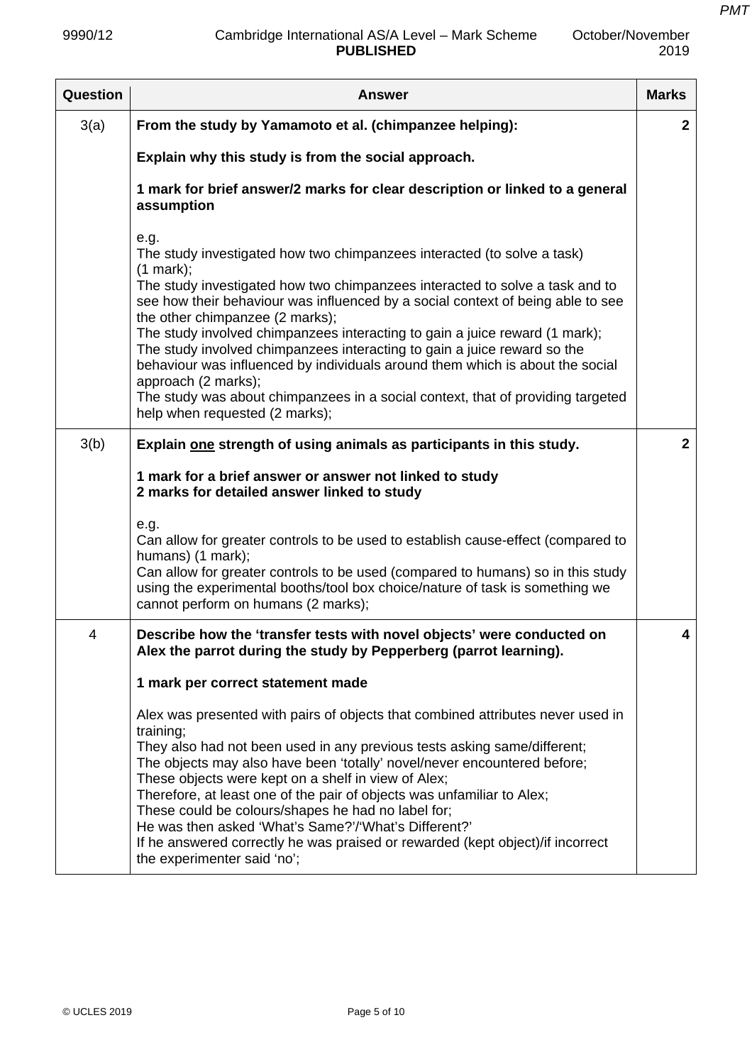| Question | Answer | Marks |
|---|---|---|
| 3(a) | **From the study by Yamamoto et al. (chimpanzee helping):**<br><br>**Explain why this study is from the social approach.**<br><br>**1 mark for brief answer/2 marks for clear description or linked to a general assumption**<br><br>e.g.<br>The study investigated how two chimpanzees interacted (to solve a task) (1 mark);<br>The study investigated how two chimpanzees interacted to solve a task and to see how their behaviour was influenced by a social context of being able to see the other chimpanzee (2 marks);<br>The study involved chimpanzees interacting to gain a juice reward (1 mark);<br>The study involved chimpanzees interacting to gain a juice reward so the behaviour was influenced by individuals around them which is about the social approach (2 marks);<br>The study was about chimpanzees in a social context, that of providing targeted help when requested (2 marks); | **2** |
| 3(b) | **Explain <u>one</u> strength of using animals as participants in this study.**<br><br>**1 mark for a brief answer or answer not linked to study**<br>**2 marks for detailed answer linked to study**<br><br>e.g.<br>Can allow for greater controls to be used to establish cause-effect (compared to humans) (1 mark);<br>Can allow for greater controls to be used (compared to humans) so in this study using the experimental booths/tool box choice/nature of task is something we cannot perform on humans (2 marks); | **2** |
| 4 | **Describe how the 'transfer tests with novel objects' were conducted on Alex the parrot during the study by Pepperberg (parrot learning).**<br><br>**1 mark per correct statement made**<br><br>Alex was presented with pairs of objects that combined attributes never used in training;<br>They also had not been used in any previous tests asking same/different;<br>The objects may also have been 'totally' novel/never encountered before;<br>These objects were kept on a shelf in view of Alex;<br>Therefore, at least one of the pair of objects was unfamiliar to Alex;<br>These could be colours/shapes he had no label for;<br>He was then asked 'What's Same?'/'What's Different?'<br>If he answered correctly he was praised or rewarded (kept object)/if incorrect the experimenter said 'no'; | **4** |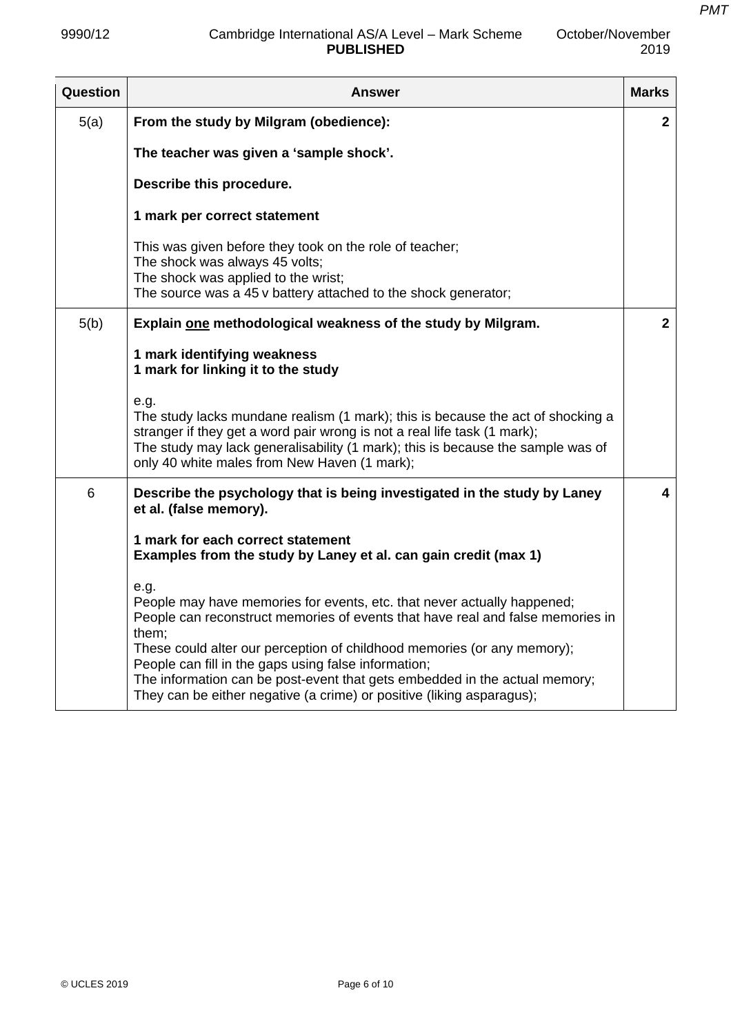| Question | Answer | Marks |
|---|---|---|
| 5(a) | **From the study by Milgram (obedience):**<br><br>**The teacher was given a 'sample shock'.**<br><br>**Describe this procedure.**<br><br>**1 mark per correct statement**<br><br>This was given before they took on the role of teacher;<br>The shock was always 45 volts;<br>The shock was applied to the wrist;<br>The source was a 45 v battery attached to the shock generator; | **2** |
| 5(b) | **Explain one methodological weakness of the study by Milgram.**<br><br>**1 mark identifying weakness**<br>**1 mark for linking it to the study**<br><br>e.g.<br>The study lacks mundane realism (1 mark); this is because the act of shocking a stranger if they get a word pair wrong is not a real life task (1 mark);<br>The study may lack generalisability (1 mark); this is because the sample was of only 40 white males from New Haven (1 mark); | **2** |
| 6 | **Describe the psychology that is being investigated in the study by Laney et al. (false memory).**<br><br>**1 mark for each correct statement**<br>**Examples from the study by Laney et al. can gain credit (max 1)**<br><br>e.g.<br>People may have memories for events, etc. that never actually happened;<br>People can reconstruct memories of events that have real and false memories in them;<br>These could alter our perception of childhood memories (or any memory);<br>People can fill in the gaps using false information;<br>The information can be post-event that gets embedded in the actual memory;<br>They can be either negative (a crime) or positive (liking asparagus); | **4** |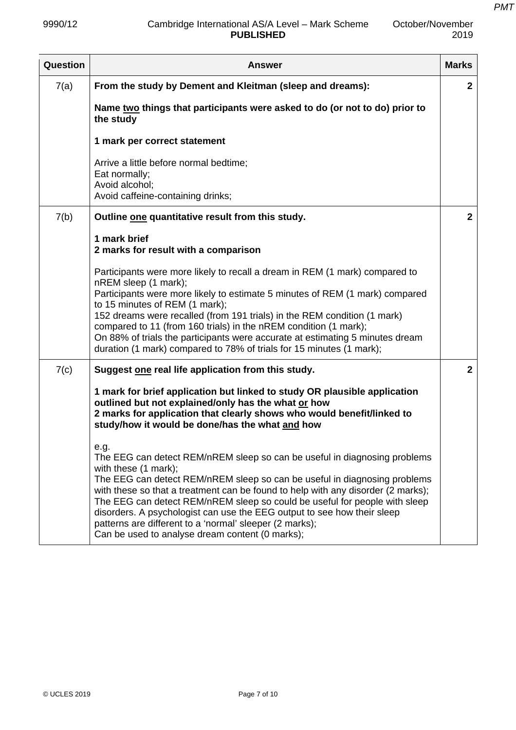| Question | Answer | Marks |
|---|---|---|
| 7(a) | **From the study by Dement and Kleitman (sleep and dreams):**<br><br>**Name <u>two</u> things that participants were asked to do (or not to do) prior to the study**<br><br>**1 mark per correct statement**<br><br>Arrive a little before normal bedtime;<br>Eat normally;<br>Avoid alcohol;<br>Avoid caffeine-containing drinks; | **2** |
| 7(b) | **Outline <u>one</u> quantitative result from this study.**<br><br>**1 mark brief**<br>**2 marks for result with a comparison**<br><br>Participants were more likely to recall a dream in REM (1 mark) compared to nREM sleep (1 mark);<br>Participants were more likely to estimate 5 minutes of REM (1 mark) compared to 15 minutes of REM (1 mark);<br>152 dreams were recalled (from 191 trials) in the REM condition (1 mark) compared to 11 (from 160 trials) in the nREM condition (1 mark);<br>On 88% of trials the participants were accurate at estimating 5 minutes dream duration (1 mark) compared to 78% of trials for 15 minutes (1 mark); | **2** |
| 7(c) | **Suggest <u>one</u> real life application from this study.**<br><br>**1 mark for brief application but linked to study OR plausible application outlined but not explained/only has the what <u>or</u> how**<br>**2 marks for application that clearly shows who would benefit/linked to study/how it would be done/has the what <u>and</u> how**<br><br>e.g.<br>The EEG can detect REM/nREM sleep so can be useful in diagnosing problems with these (1 mark);<br>The EEG can detect REM/nREM sleep so can be useful in diagnosing problems with these so that a treatment can be found to help with any disorder (2 marks);<br>The EEG can detect REM/nREM sleep so could be useful for people with sleep disorders. A psychologist can use the EEG output to see how their sleep patterns are different to a 'normal' sleeper (2 marks);<br>Can be used to analyse dream content (0 marks); | **2** |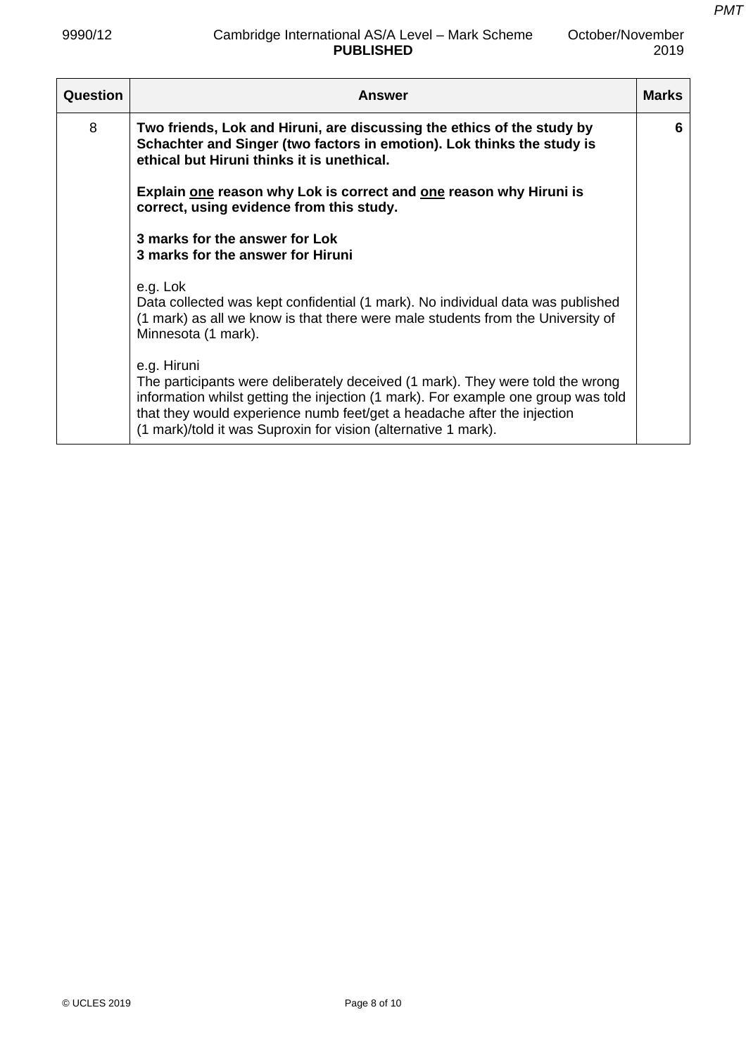| Question | Answer | Marks |
|---|---|---|
| 8 | **Two friends, Lok and Hiruni, are discussing the ethics of the study by Schachter and Singer (two factors in emotion). Lok thinks the study is ethical but Hiruni thinks it is unethical.**<br><br>**Explain <u>one</u> reason why Lok is correct and <u>one</u> reason why Hiruni is correct, using evidence from this study.**<br><br>**3 marks for the answer for Lok**<br>**3 marks for the answer for Hiruni**<br><br>e.g. Lok<br>Data collected was kept confidential (1 mark). No individual data was published (1 mark) as all we know is that there were male students from the University of Minnesota (1 mark).<br><br>e.g. Hiruni<br>The participants were deliberately deceived (1 mark). They were told the wrong information whilst getting the injection (1 mark). For example one group was told that they would experience numb feet/get a headache after the injection (1 mark)/told it was Suproxin for vision (alternative 1 mark). | **6** |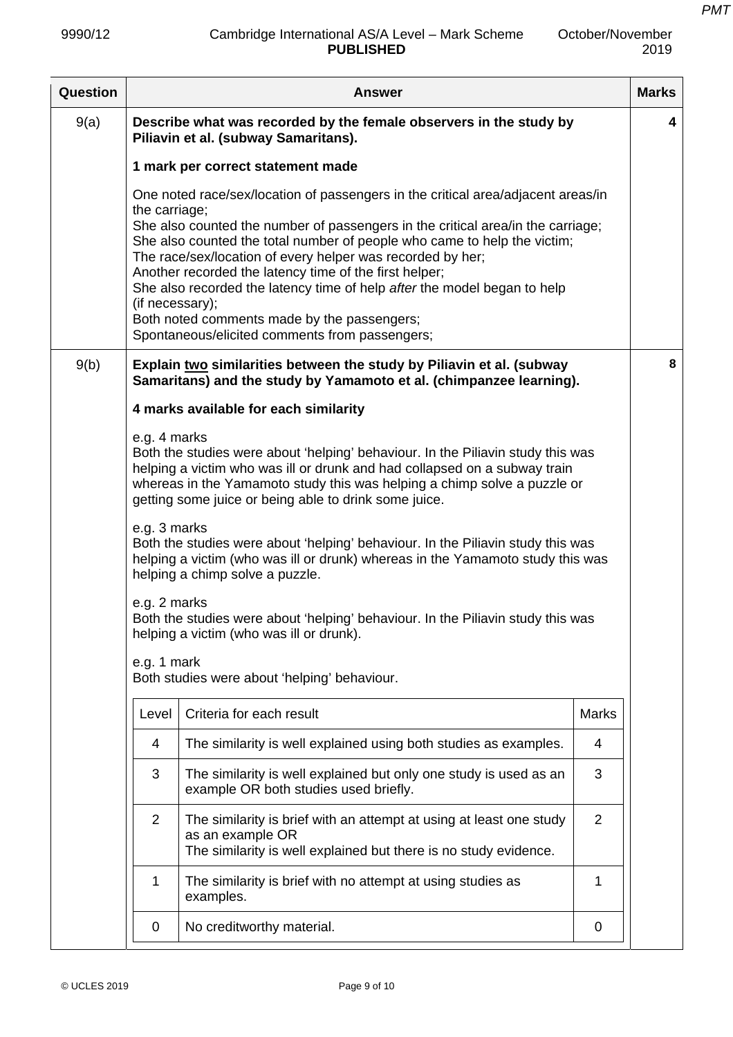| Question | Answer | Marks |
|---|---|---|
| 9(a) | **Describe what was recorded by the female observers in the study by Piliavin et al. (subway Samaritans).**<br><br>**1 mark per correct statement made**<br><br>One noted race/sex/location of passengers in the critical area/adjacent areas/in the carriage;<br>She also counted the number of passengers in the critical area/in the carriage;<br>She also counted the total number of people who came to help the victim;<br>The race/sex/location of every helper was recorded by her;<br>Another recorded the latency time of the first helper;<br>She also recorded the latency time of help *after* the model began to help (if necessary);<br>Both noted comments made by the passengers;<br>Spontaneous/elicited comments from passengers; | 4 |
| 9(b) | **Explain two similarities between the study by Piliavin et al. (subway Samaritans) and the study by Yamamoto et al. (chimpanzee learning).**<br><br>**4 marks available for each similarity**<br><br>e.g. 4 marks<br>Both the studies were about 'helping' behaviour. In the Piliavin study this was helping a victim who was ill or drunk and had collapsed on a subway train whereas in the Yamamoto study this was helping a chimp solve a puzzle or getting some juice or being able to drink some juice.<br><br>e.g. 3 marks<br>Both the studies were about 'helping' behaviour. In the Piliavin study this was helping a victim (who was ill or drunk) whereas in the Yamamoto study this was helping a chimp solve a puzzle.<br><br>e.g. 2 marks<br>Both the studies were about 'helping' behaviour. In the Piliavin study this was helping a victim (who was ill or drunk).<br><br>e.g. 1 mark<br>Both studies were about 'helping' behaviour. | 8 |

| Level | Criteria for each result | Marks |
|---|---|---|
| 4 | The similarity is well explained using both studies as examples. | 4 |
| 3 | The similarity is well explained but only one study is used as an example OR both studies used briefly. | 3 |
| 2 | The similarity is brief with an attempt at using at least one study as an example OR<br>The similarity is well explained but there is no study evidence. | 2 |
| 1 | The similarity is brief with no attempt at using studies as examples. | 1 |
| 0 | No creditworthy material. | 0 |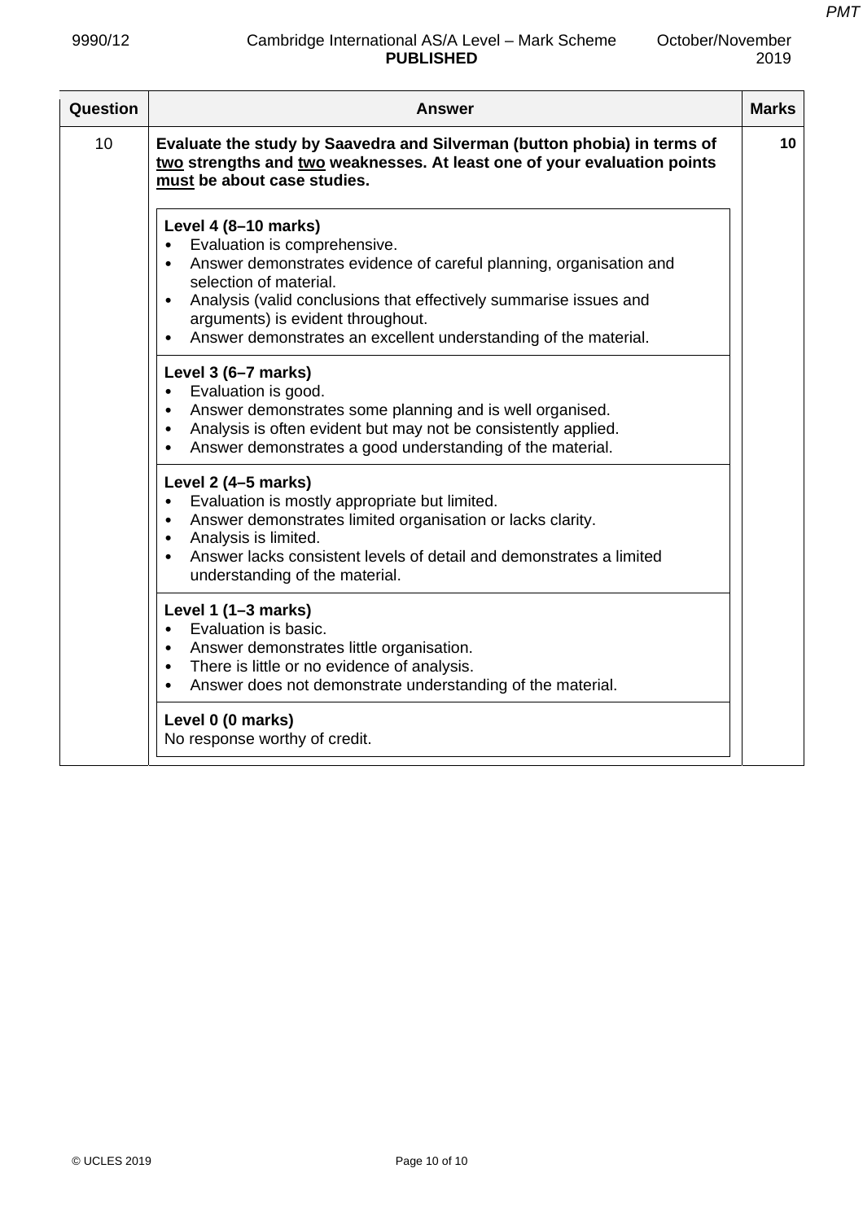| Question | Answer | Marks |
|---|---|---|
| 10 | **Evaluate the study by Saavedra and Silverman (button phobia) in terms of <u>two</u> strengths and <u>two</u> weaknesses. At least one of your evaluation points <u>must</u> be about case studies.** | 10 |
| | **Level 4 (8–10 marks)**<br>• Evaluation is comprehensive.<br>• Answer demonstrates evidence of careful planning, organisation and selection of material.<br>• Analysis (valid conclusions that effectively summarise issues and arguments) is evident throughout.<br>• Answer demonstrates an excellent understanding of the material. | |
| | **Level 3 (6–7 marks)**<br>• Evaluation is good.<br>• Answer demonstrates some planning and is well organised.<br>• Analysis is often evident but may not be consistently applied.<br>• Answer demonstrates a good understanding of the material. | |
| | **Level 2 (4–5 marks)**<br>• Evaluation is mostly appropriate but limited.<br>• Answer demonstrates limited organisation or lacks clarity.<br>• Analysis is limited.<br>• Answer lacks consistent levels of detail and demonstrates a limited understanding of the material. | |
| | **Level 1 (1–3 marks)**<br>• Evaluation is basic.<br>• Answer demonstrates little organisation.<br>• There is little or no evidence of analysis.<br>• Answer does not demonstrate understanding of the material. | |
| | **Level 0 (0 marks)**<br>No response worthy of credit. | |